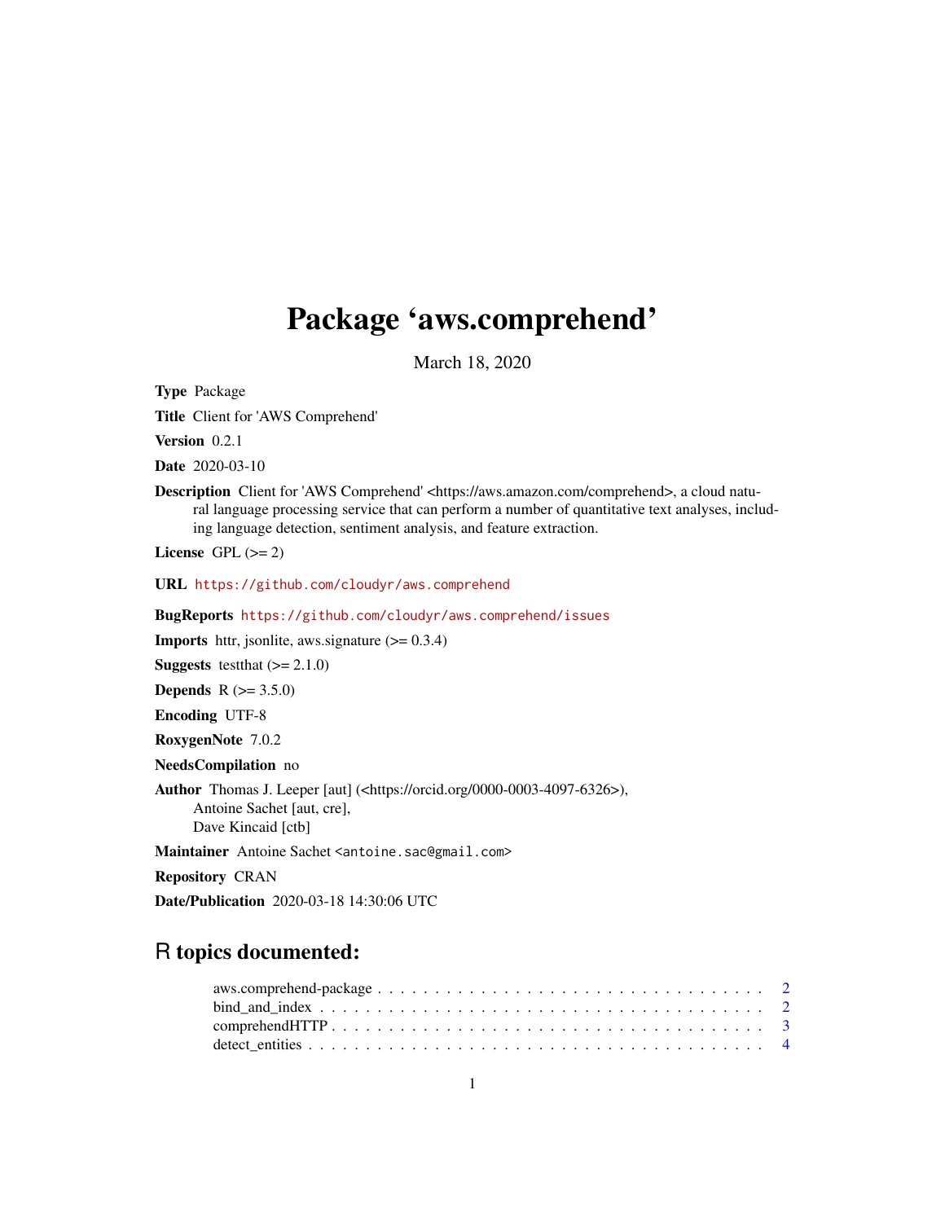# Package 'aws.comprehend'

March 18, 2020

**Type** Package

**Title** Client for 'AWS Comprehend'

**Version** 0.2.1

**Date** 2020-03-10

**Description** Client for 'AWS Comprehend' <https://aws.amazon.com/comprehend>, a cloud natural language processing service that can perform a number of quantitative text analyses, including language detection, sentiment analysis, and feature extraction.

**License** GPL (>= 2)

**URL** https://github.com/cloudyr/aws.comprehend

**BugReports** https://github.com/cloudyr/aws.comprehend/issues

**Imports** httr, jsonlite, aws.signature (>= 0.3.4)

**Suggests** testthat (>= 2.1.0)

**Depends** R (>= 3.5.0)

**Encoding** UTF-8

**RoxygenNote** 7.0.2

**NeedsCompilation** no

**Author** Thomas J. Leeper [aut] (<https://orcid.org/0000-0003-4097-6326>),
Antoine Sachet [aut, cre],
Dave Kincaid [ctb]

**Maintainer** Antoine Sachet <antoine.sac@gmail.com>

**Repository** CRAN

**Date/Publication** 2020-03-18 14:30:06 UTC

## R topics documented:

aws.comprehend-package . . . . . . . . . . . . . . . . . . . . . . . . . . . . . . . . . . 2
bind_and_index . . . . . . . . . . . . . . . . . . . . . . . . . . . . . . . . . . . . . . . 2
comprehendHTTP . . . . . . . . . . . . . . . . . . . . . . . . . . . . . . . . . . . . . . 3
detect_entities . . . . . . . . . . . . . . . . . . . . . . . . . . . . . . . . . . . . . . . 4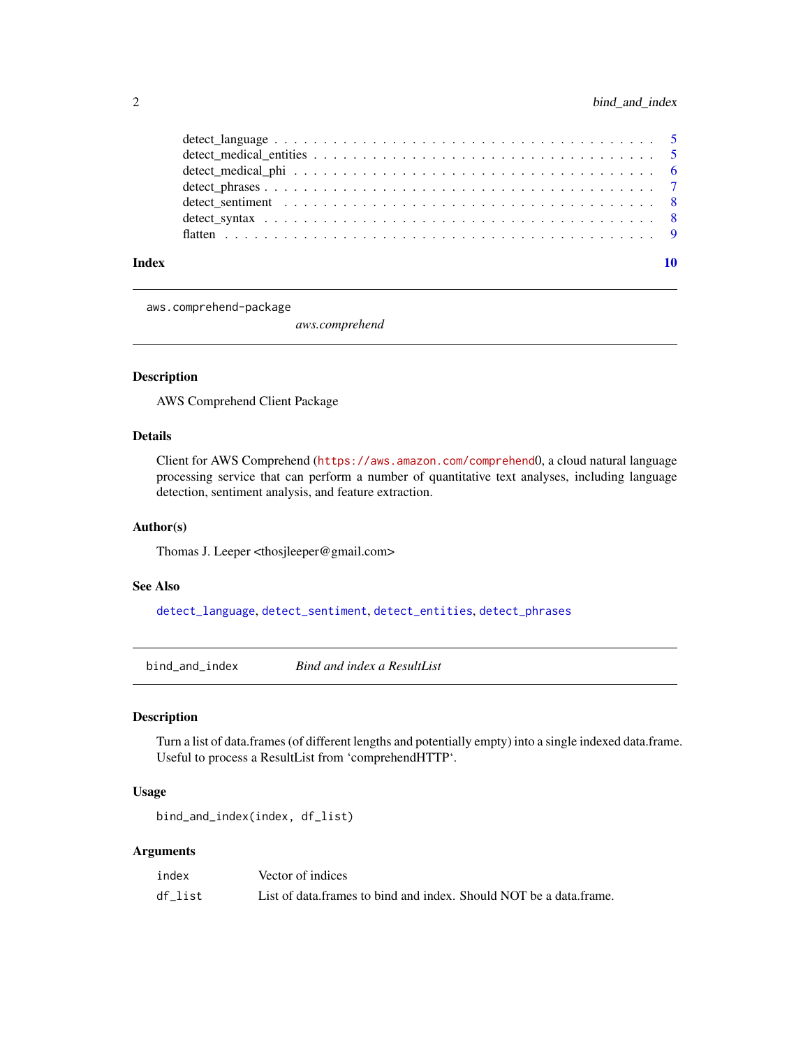detect_language . . . . . . . . . . . . . . . . . . . . . . . . . . . . . . . . . . . . 5
detect_medical_entities . . . . . . . . . . . . . . . . . . . . . . . . . . . . . . . . 5
detect_medical_phi . . . . . . . . . . . . . . . . . . . . . . . . . . . . . . . . . . 6
detect_phrases . . . . . . . . . . . . . . . . . . . . . . . . . . . . . . . . . . . . . 7
detect_sentiment . . . . . . . . . . . . . . . . . . . . . . . . . . . . . . . . . . . 8
detect_syntax . . . . . . . . . . . . . . . . . . . . . . . . . . . . . . . . . . . . . 8
flatten . . . . . . . . . . . . . . . . . . . . . . . . . . . . . . . . . . . . . . . . . 9

**Index** **10**

---

`aws.comprehend-package` *aws.comprehend*

---

### Description

AWS Comprehend Client Package

### Details

Client for AWS Comprehend (https://aws.amazon.com/comprehend0, a cloud natural language processing service that can perform a number of quantitative text analyses, including language detection, sentiment analysis, and feature extraction.

### Author(s)

Thomas J. Leeper <thosjleeper@gmail.com>

### See Also

`detect_language`, `detect_sentiment`, `detect_entities`, `detect_phrases`

---

`bind_and_index` *Bind and index a ResultList*

---

### Description

Turn a list of data.frames (of different lengths and potentially empty) into a single indexed data.frame. Useful to process a ResultList from 'comprehendHTTP'.

### Usage

```
bind_and_index(index, df_list)
```

### Arguments

| | |
|---|---|
| `index` | Vector of indices |
| `df_list` | List of data.frames to bind and index. Should NOT be a data.frame. |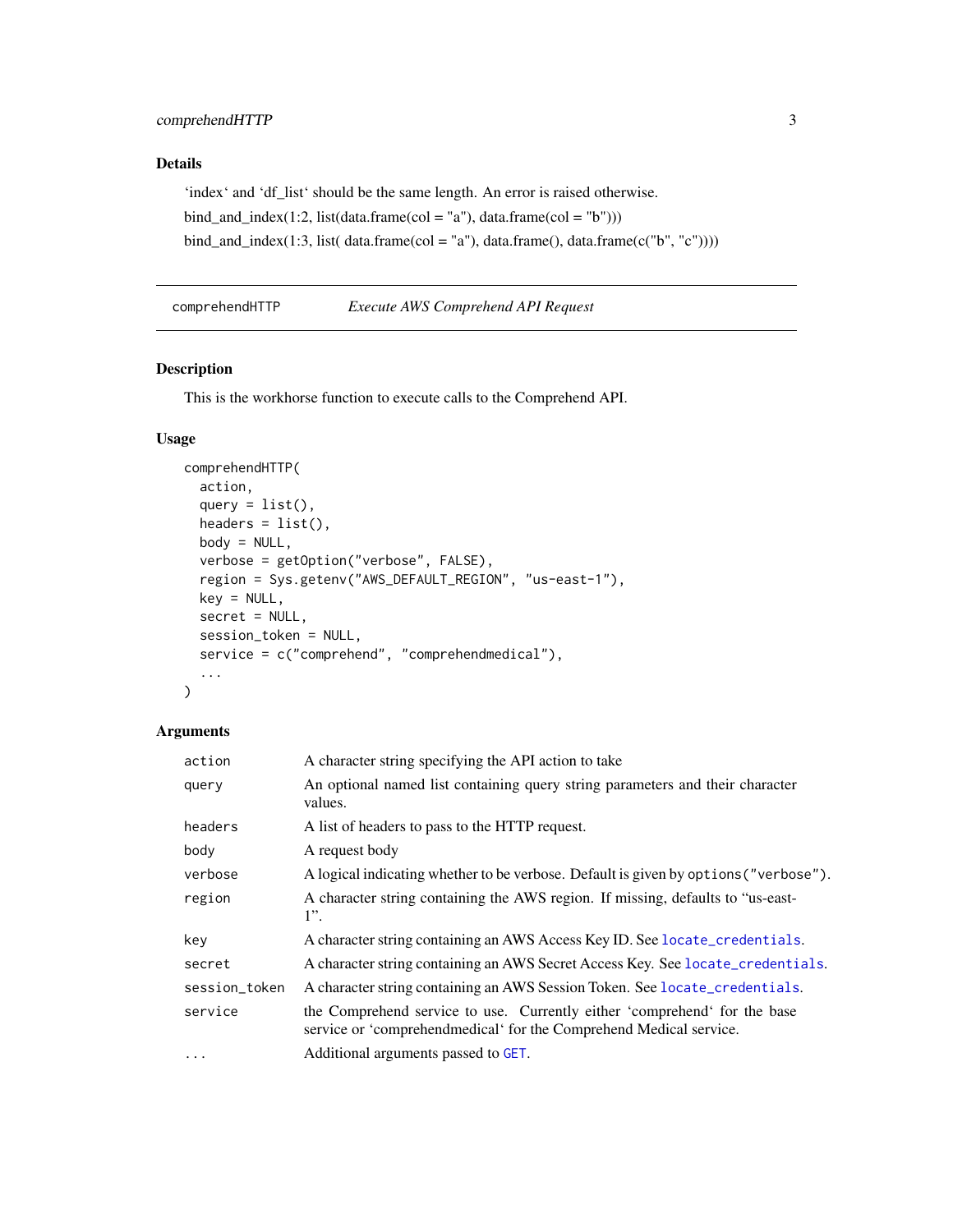## Details

'index' and 'df_list' should be the same length. An error is raised otherwise.

bind_and_index(1:2, list(data.frame(col = "a"), data.frame(col = "b")))

bind_and_index(1:3, list( data.frame(col = "a"), data.frame(), data.frame(c("b", "c"))))

---

# comprehendHTTP — *Execute AWS Comprehend API Request*

## Description

This is the workhorse function to execute calls to the Comprehend API.

## Usage

```
comprehendHTTP(
  action,
  query = list(),
  headers = list(),
  body = NULL,
  verbose = getOption("verbose", FALSE),
  region = Sys.getenv("AWS_DEFAULT_REGION", "us-east-1"),
  key = NULL,
  secret = NULL,
  session_token = NULL,
  service = c("comprehend", "comprehendmedical"),
  ...
)
```

## Arguments

| | |
|---|---|
| `action` | A character string specifying the API action to take |
| `query` | An optional named list containing query string parameters and their character values. |
| `headers` | A list of headers to pass to the HTTP request. |
| `body` | A request body |
| `verbose` | A logical indicating whether to be verbose. Default is given by `options("verbose")`. |
| `region` | A character string containing the AWS region. If missing, defaults to "us-east-1". |
| `key` | A character string containing an AWS Access Key ID. See `locate_credentials`. |
| `secret` | A character string containing an AWS Secret Access Key. See `locate_credentials`. |
| `session_token` | A character string containing an AWS Session Token. See `locate_credentials`. |
| `service` | the Comprehend service to use. Currently either 'comprehend' for the base service or 'comprehendmedical' for the Comprehend Medical service. |
| `...` | Additional arguments passed to `GET`. |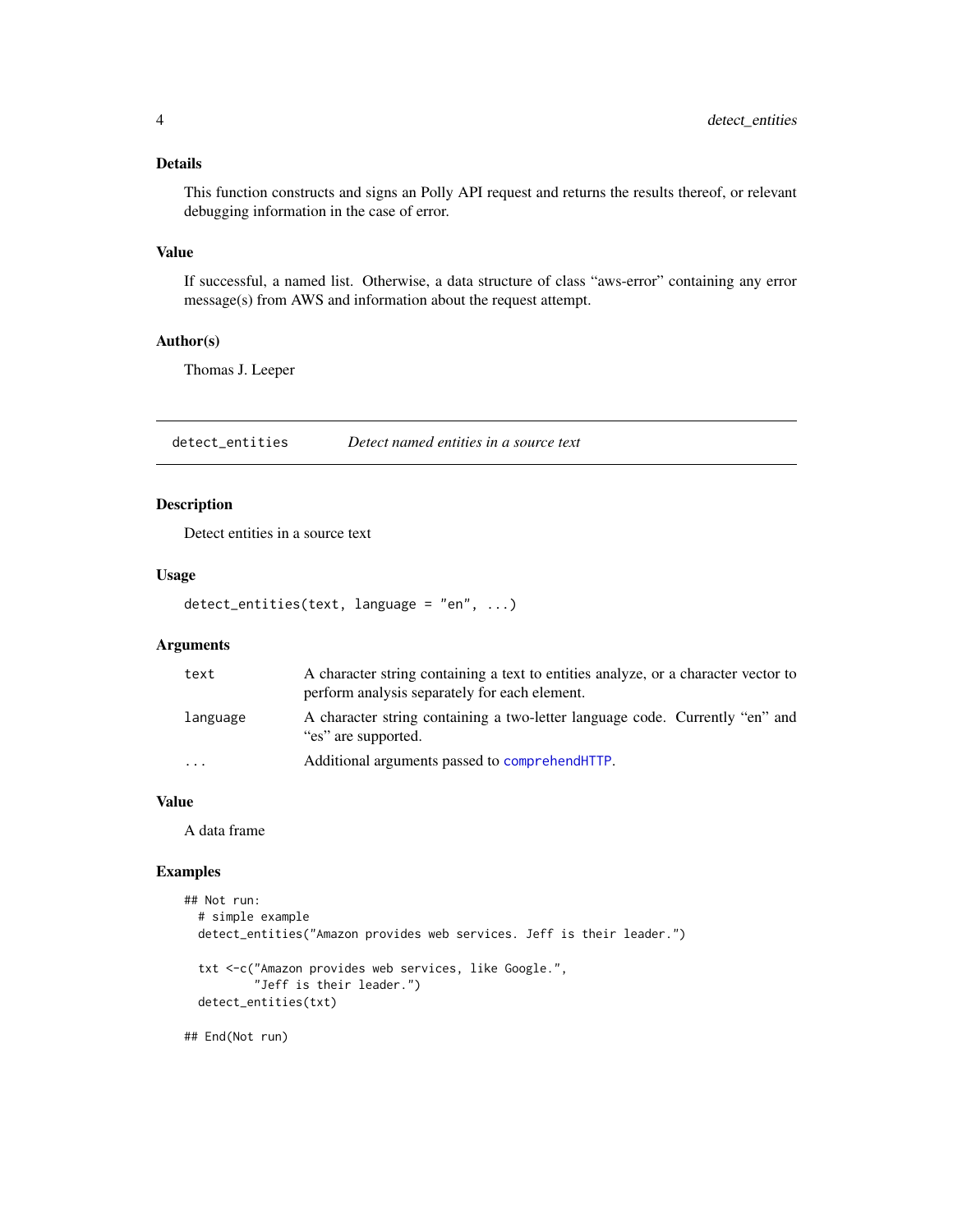### Details

This function constructs and signs an Polly API request and returns the results thereof, or relevant debugging information in the case of error.

### Value

If successful, a named list. Otherwise, a data structure of class “aws-error” containing any error message(s) from AWS and information about the request attempt.

### Author(s)

Thomas J. Leeper

---

## detect_entities    *Detect named entities in a source text*

---

### Description

Detect entities in a source text

### Usage

```
detect_entities(text, language = "en", ...)
```

### Arguments

| | |
|---|---|
| text | A character string containing a text to entities analyze, or a character vector to perform analysis separately for each element. |
| language | A character string containing a two-letter language code. Currently “en” and “es” are supported. |
| ... | Additional arguments passed to comprehendHTTP. |

### Value

A data frame

### Examples

```
## Not run:
  # simple example
  detect_entities("Amazon provides web services. Jeff is their leader.")

  txt <-c("Amazon provides web services, like Google.",
          "Jeff is their leader.")
  detect_entities(txt)

## End(Not run)
```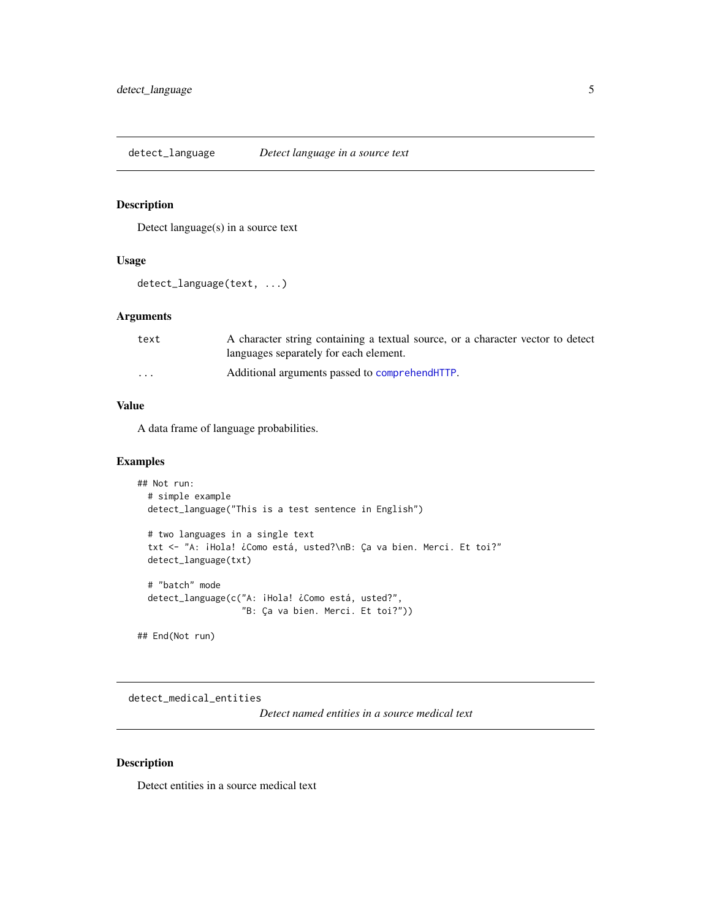## detect_language — *Detect language in a source text*

### Description

Detect language(s) in a source text

### Usage

```
detect_language(text, ...)
```

### Arguments

| | |
|---|---|
| text | A character string containing a textual source, or a character vector to detect languages separately for each element. |
| ... | Additional arguments passed to comprehendHTTP. |

### Value

A data frame of language probabilities.

### Examples

```
## Not run:
  # simple example
  detect_language("This is a test sentence in English")

  # two languages in a single text
  txt <- "A: ¡Hola! ¿Como está, usted?\nB: Ça va bien. Merci. Et toi?"
  detect_language(txt)

  # "batch" mode
  detect_language(c("A: ¡Hola! ¿Como está, usted?",
                    "B: Ça va bien. Merci. Et toi?"))

## End(Not run)
```

## detect_medical_entities — *Detect named entities in a source medical text*

### Description

Detect entities in a source medical text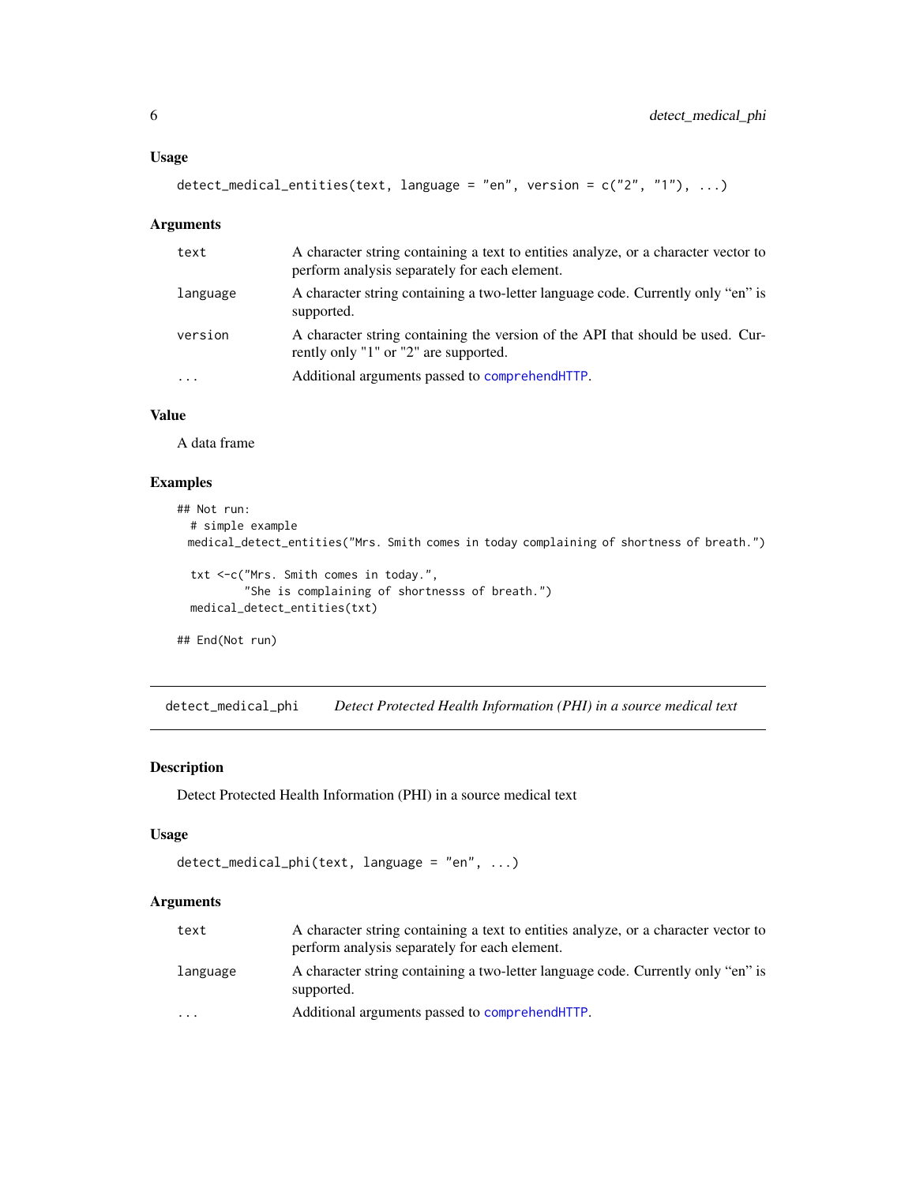### Usage

```
detect_medical_entities(text, language = "en", version = c("2", "1"), ...)
```

### Arguments

| | |
|---|---|
| `text` | A character string containing a text to entities analyze, or a character vector to perform analysis separately for each element. |
| `language` | A character string containing a two-letter language code. Currently only "en" is supported. |
| `version` | A character string containing the version of the API that should be used. Currently only "1" or "2" are supported. |
| `...` | Additional arguments passed to `comprehendHTTP`. |

### Value

A data frame

### Examples

```
## Not run:
  # simple example
  medical_detect_entities("Mrs. Smith comes in today complaining of shortness of breath.")

  txt <-c("Mrs. Smith comes in today.",
          "She is complaining of shortnesss of breath.")
  medical_detect_entities(txt)

## End(Not run)
```

---

## `detect_medical_phi` *Detect Protected Health Information (PHI) in a source medical text*

### Description

Detect Protected Health Information (PHI) in a source medical text

### Usage

```
detect_medical_phi(text, language = "en", ...)
```

### Arguments

| | |
|---|---|
| `text` | A character string containing a text to entities analyze, or a character vector to perform analysis separately for each element. |
| `language` | A character string containing a two-letter language code. Currently only "en" is supported. |
| `...` | Additional arguments passed to `comprehendHTTP`. |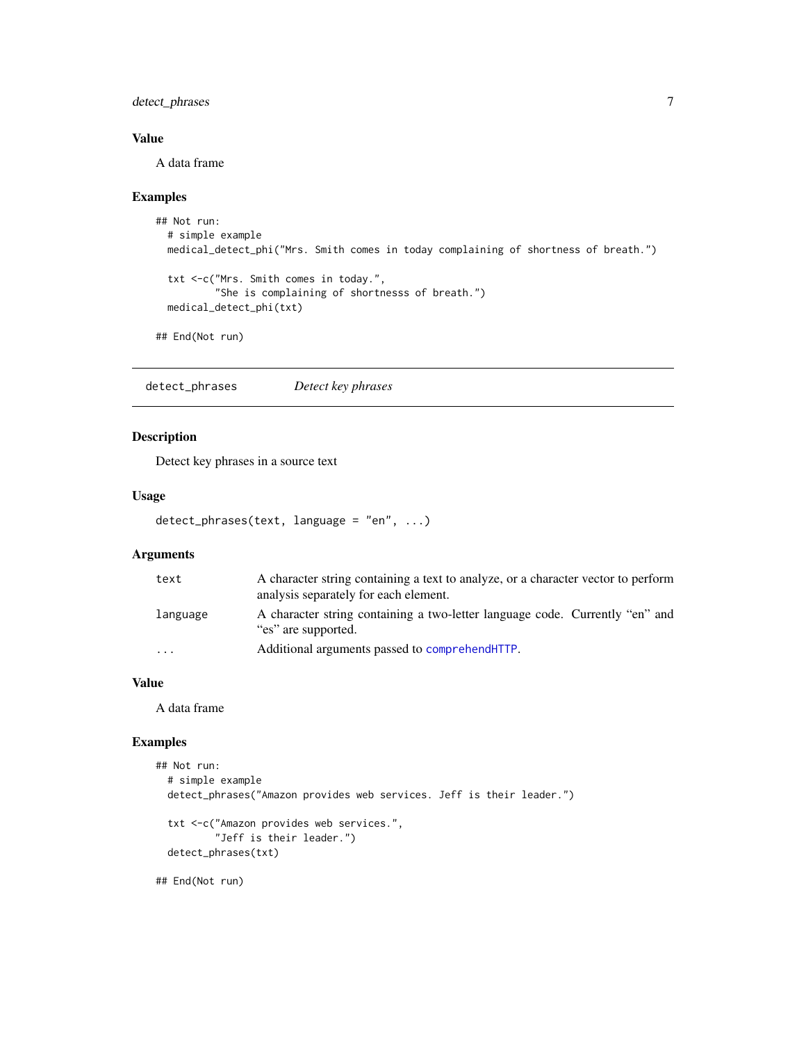### Value

A data frame

### Examples

```
## Not run:
  # simple example
  medical_detect_phi("Mrs. Smith comes in today complaining of shortness of breath.")

  txt <-c("Mrs. Smith comes in today.",
          "She is complaining of shortnesss of breath.")
  medical_detect_phi(txt)

## End(Not run)
```

---

## detect_phrases — *Detect key phrases*

### Description

Detect key phrases in a source text

### Usage

```
detect_phrases(text, language = "en", ...)
```

### Arguments

| | |
|---|---|
| text | A character string containing a text to analyze, or a character vector to perform analysis separately for each element. |
| language | A character string containing a two-letter language code. Currently "en" and "es" are supported. |
| ... | Additional arguments passed to comprehendHTTP. |

### Value

A data frame

### Examples

```
## Not run:
  # simple example
  detect_phrases("Amazon provides web services. Jeff is their leader.")

  txt <-c("Amazon provides web services.",
          "Jeff is their leader.")
  detect_phrases(txt)

## End(Not run)
```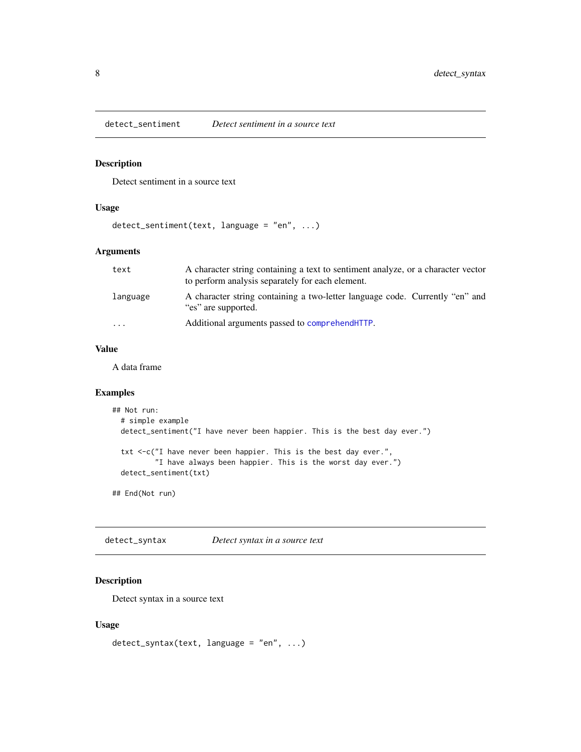## detect_sentiment — *Detect sentiment in a source text*

### Description

Detect sentiment in a source text

### Usage

```
detect_sentiment(text, language = "en", ...)
```

### Arguments

| | |
|---|---|
| `text` | A character string containing a text to sentiment analyze, or a character vector to perform analysis separately for each element. |
| `language` | A character string containing a two-letter language code. Currently "en" and "es" are supported. |
| `...` | Additional arguments passed to `comprehendHTTP`. |

### Value

A data frame

### Examples

```
## Not run:
  # simple example
  detect_sentiment("I have never been happier. This is the best day ever.")

  txt <-c("I have never been happier. This is the best day ever.",
          "I have always been happier. This is the worst day ever.")
  detect_sentiment(txt)

## End(Not run)
```

## detect_syntax — *Detect syntax in a source text*

### Description

Detect syntax in a source text

### Usage

```
detect_syntax(text, language = "en", ...)
```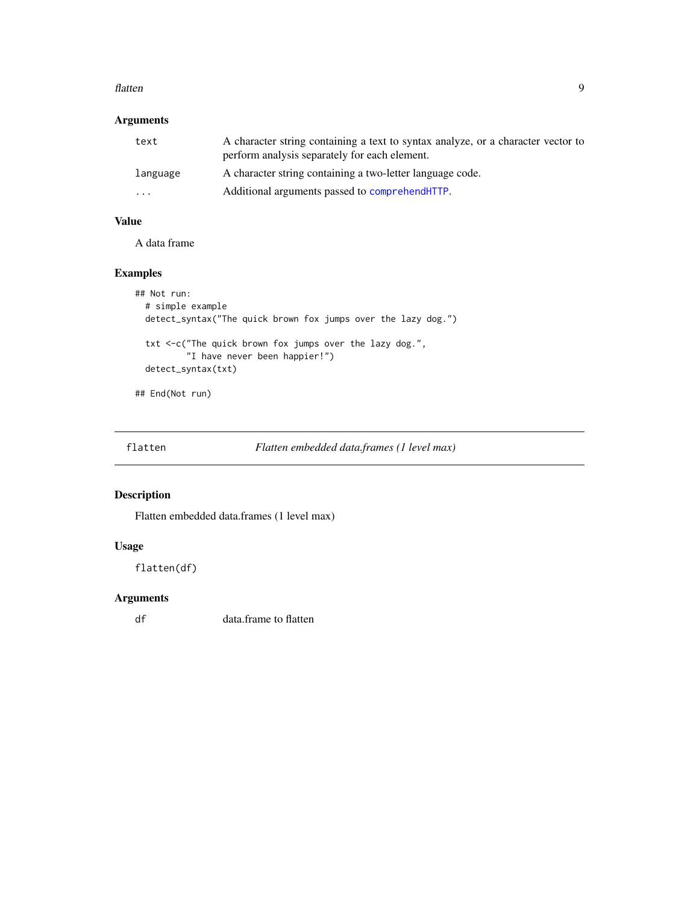### Arguments

| | |
|---|---|
| `text` | A character string containing a text to syntax analyze, or a character vector to perform analysis separately for each element. |
| `language` | A character string containing a two-letter language code. |
| `...` | Additional arguments passed to `comprehendHTTP`. |

### Value

A data frame

### Examples

```
## Not run:
  # simple example
  detect_syntax("The quick brown fox jumps over the lazy dog.")

  txt <-c("The quick brown fox jumps over the lazy dog.",
          "I have never been happier!")
  detect_syntax(txt)

## End(Not run)
```

---

## flatten — *Flatten embedded data.frames (1 level max)*

### Description

Flatten embedded data.frames (1 level max)

### Usage

```
flatten(df)
```

### Arguments

| | |
|---|---|
| `df` | data.frame to flatten |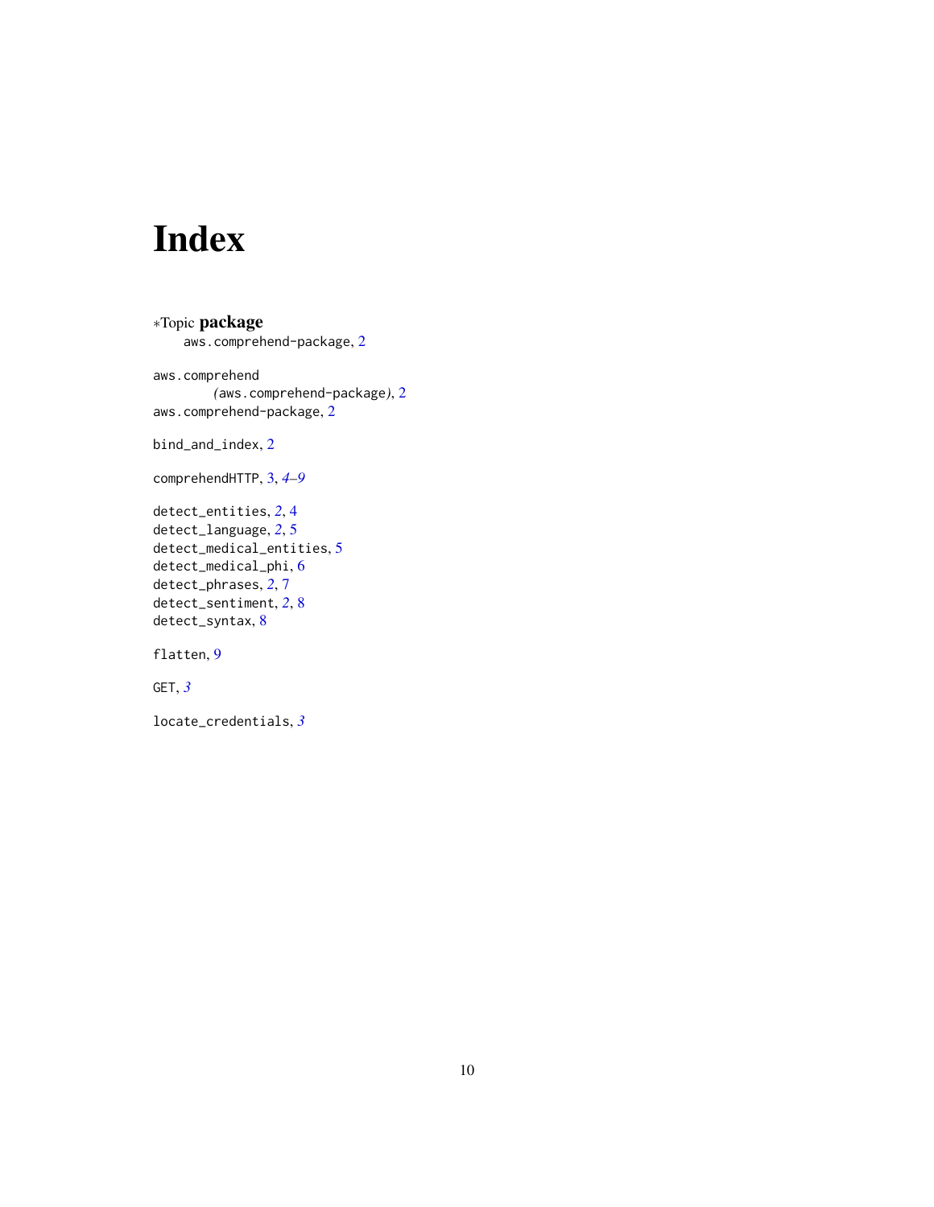# Index

∗Topic **package**

aws.comprehend-package, 2

aws.comprehend
(aws.comprehend-package), 2
aws.comprehend-package, 2

bind_and_index, 2

comprehendHTTP, 3, *4–9*

detect_entities, *2*, 4
detect_language, *2*, 5
detect_medical_entities, 5
detect_medical_phi, 6
detect_phrases, *2*, 7
detect_sentiment, *2*, 8
detect_syntax, 8

flatten, 9

GET, *3*

locate_credentials, *3*